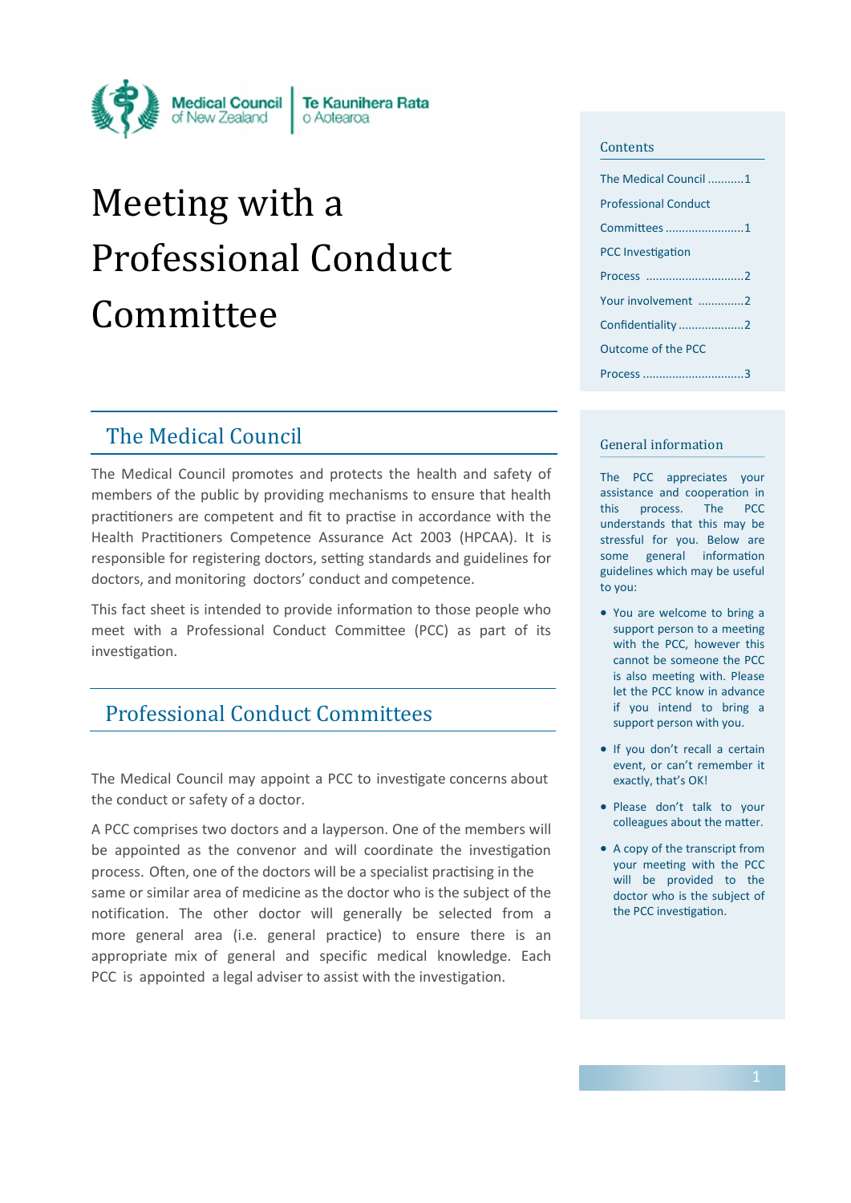Medical Council of New Zealand | Te Kaunihera Rata o Aotearoa

# Meeting with a Professional Conduct Committee

## The Medical Council

The Medical Council promotes and protects the health and safety of members of the public by providing mechanisms to ensure that health practitioners are competent and fit to practise in accordance with the Health Practitioners Competence Assurance Act 2003 (HPCAA). It is responsible for registering doctors, setting standards and guidelines for doctors, and monitoring doctors' conduct and competence.

This fact sheet is intended to provide information to those people who meet with a Professional Conduct Committee (PCC) as part of its investigation.

## Professional Conduct Committees

The Medical Council may appoint a PCC to investigate concerns about the conduct or safety of a doctor.

A PCC comprises two doctors and a layperson. One of the members will be appointed as the convenor and will coordinate the investigation process. Often, one of the doctors will be a specialist practising in the same or similar area of medicine as the doctor who is the subject of the notification. The other doctor will generally be selected from a more general area (i.e. general practice) to ensure there is an appropriate mix of general and specific medical knowledge. Each PCC is appointed a legal adviser to assist with the investigation.

### Contents

- The Medical Council ...........1
- Professional Conduct Committees ........................1
- PCC Investigation Process ..............................2
- Your involvement .............2
- Confidentiality ....................2
- Outcome of the PCC Process ...............................3

### General information

The PCC appreciates your assistance and cooperation in this process. The PCC understands that this may be stressful for you. Below are some general information guidelines which may be useful to you:

- You are welcome to bring a support person to a meeting with the PCC, however this cannot be someone the PCC is also meeting with. Please let the PCC know in advance if you intend to bring a support person with you.
- If you don't recall a certain event, or can't remember it exactly, that's OK!
- Please don't talk to your colleagues about the matter.
- A copy of the transcript from your meeting with the PCC will be provided to the doctor who is the subject of the PCC investigation.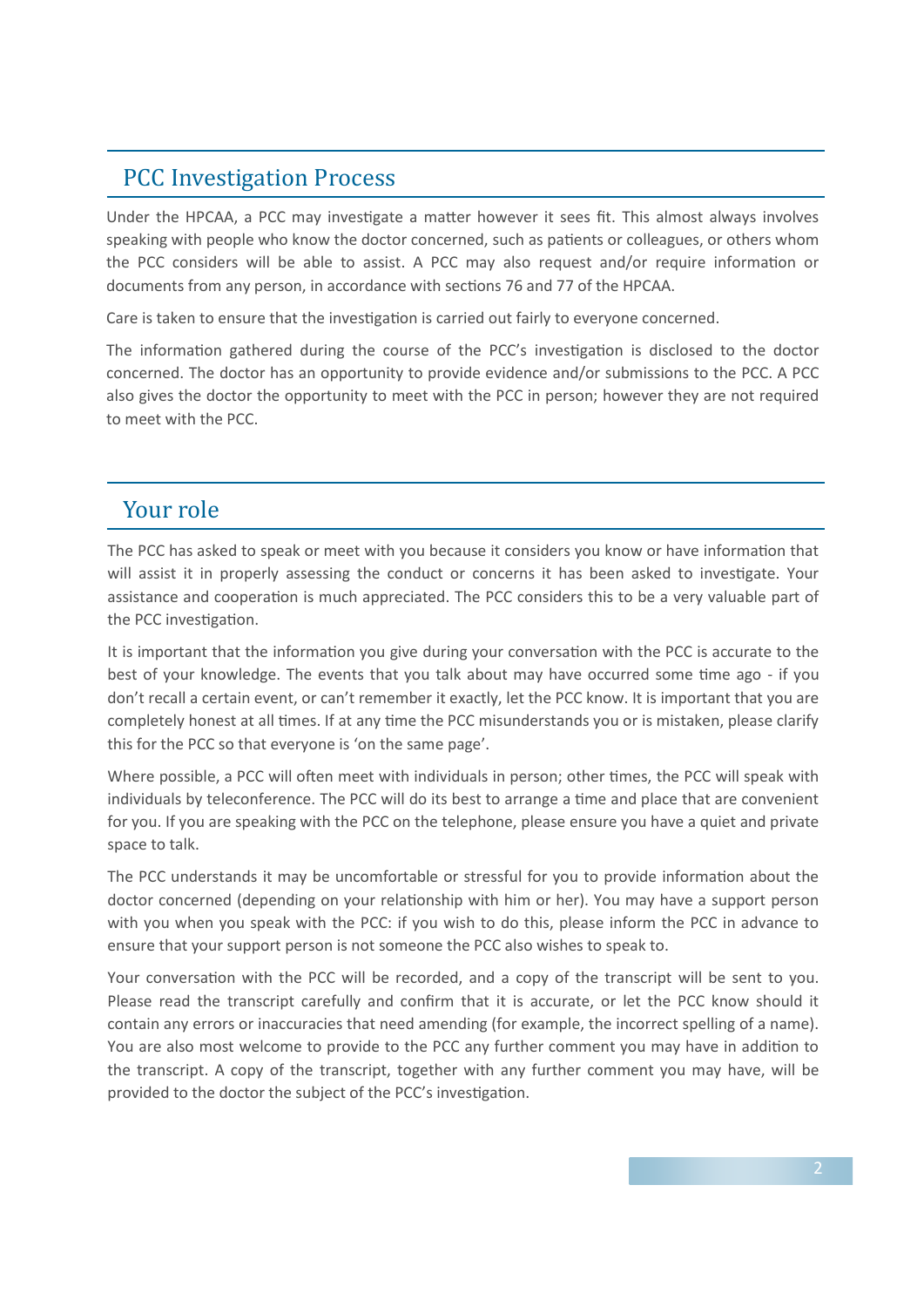## PCC Investigation Process

Under the HPCAA, a PCC may investigate a matter however it sees fit. This almost always involves speaking with people who know the doctor concerned, such as patients or colleagues, or others whom the PCC considers will be able to assist. A PCC may also request and/or require information or documents from any person, in accordance with sections 76 and 77 of the HPCAA.

Care is taken to ensure that the investigation is carried out fairly to everyone concerned.

The information gathered during the course of the PCC's investigation is disclosed to the doctor concerned. The doctor has an opportunity to provide evidence and/or submissions to the PCC. A PCC also gives the doctor the opportunity to meet with the PCC in person; however they are not required to meet with the PCC.

## Your role

The PCC has asked to speak or meet with you because it considers you know or have information that will assist it in properly assessing the conduct or concerns it has been asked to investigate. Your assistance and cooperation is much appreciated. The PCC considers this to be a very valuable part of the PCC investigation.

It is important that the information you give during your conversation with the PCC is accurate to the best of your knowledge. The events that you talk about may have occurred some time ago - if you don't recall a certain event, or can't remember it exactly, let the PCC know. It is important that you are completely honest at all times. If at any time the PCC misunderstands you or is mistaken, please clarify this for the PCC so that everyone is 'on the same page'.

Where possible, a PCC will often meet with individuals in person; other times, the PCC will speak with individuals by teleconference. The PCC will do its best to arrange a time and place that are convenient for you. If you are speaking with the PCC on the telephone, please ensure you have a quiet and private space to talk.

The PCC understands it may be uncomfortable or stressful for you to provide information about the doctor concerned (depending on your relationship with him or her). You may have a support person with you when you speak with the PCC: if you wish to do this, please inform the PCC in advance to ensure that your support person is not someone the PCC also wishes to speak to.

Your conversation with the PCC will be recorded, and a copy of the transcript will be sent to you. Please read the transcript carefully and confirm that it is accurate, or let the PCC know should it contain any errors or inaccuracies that need amending (for example, the incorrect spelling of a name). You are also most welcome to provide to the PCC any further comment you may have in addition to the transcript. A copy of the transcript, together with any further comment you may have, will be provided to the doctor the subject of the PCC's investigation.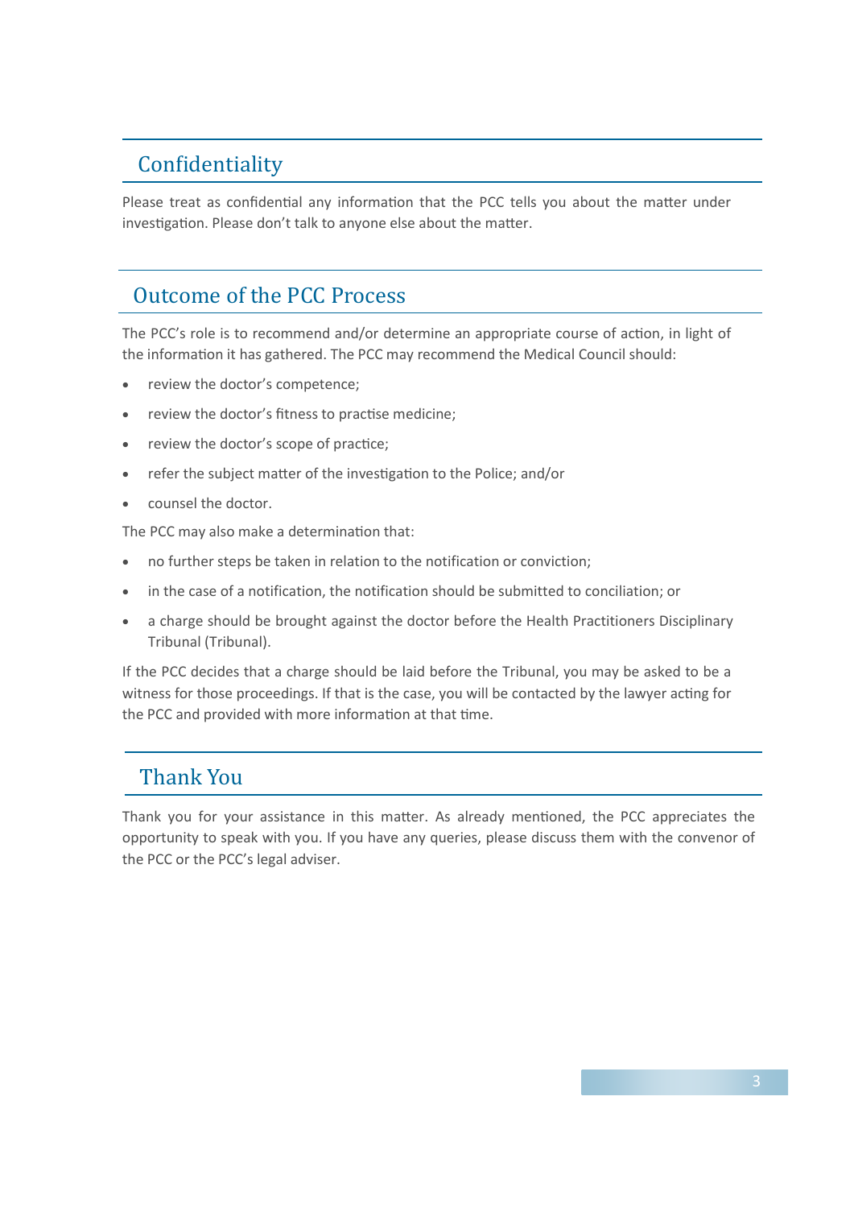## Confidentiality

Please treat as confidential any information that the PCC tells you about the matter under investigation. Please don't talk to anyone else about the matter.

## Outcome of the PCC Process

The PCC's role is to recommend and/or determine an appropriate course of action, in light of the information it has gathered. The PCC may recommend the Medical Council should:

- review the doctor's competence;
- review the doctor's fitness to practise medicine;
- review the doctor's scope of practice;
- refer the subject matter of the investigation to the Police; and/or
- counsel the doctor.

The PCC may also make a determination that:

- no further steps be taken in relation to the notification or conviction;
- in the case of a notification, the notification should be submitted to conciliation; or
- a charge should be brought against the doctor before the Health Practitioners Disciplinary Tribunal (Tribunal).

If the PCC decides that a charge should be laid before the Tribunal, you may be asked to be a witness for those proceedings. If that is the case, you will be contacted by the lawyer acting for the PCC and provided with more information at that time.

## Thank You

Thank you for your assistance in this matter. As already mentioned, the PCC appreciates the opportunity to speak with you. If you have any queries, please discuss them with the convenor of the PCC or the PCC's legal adviser.